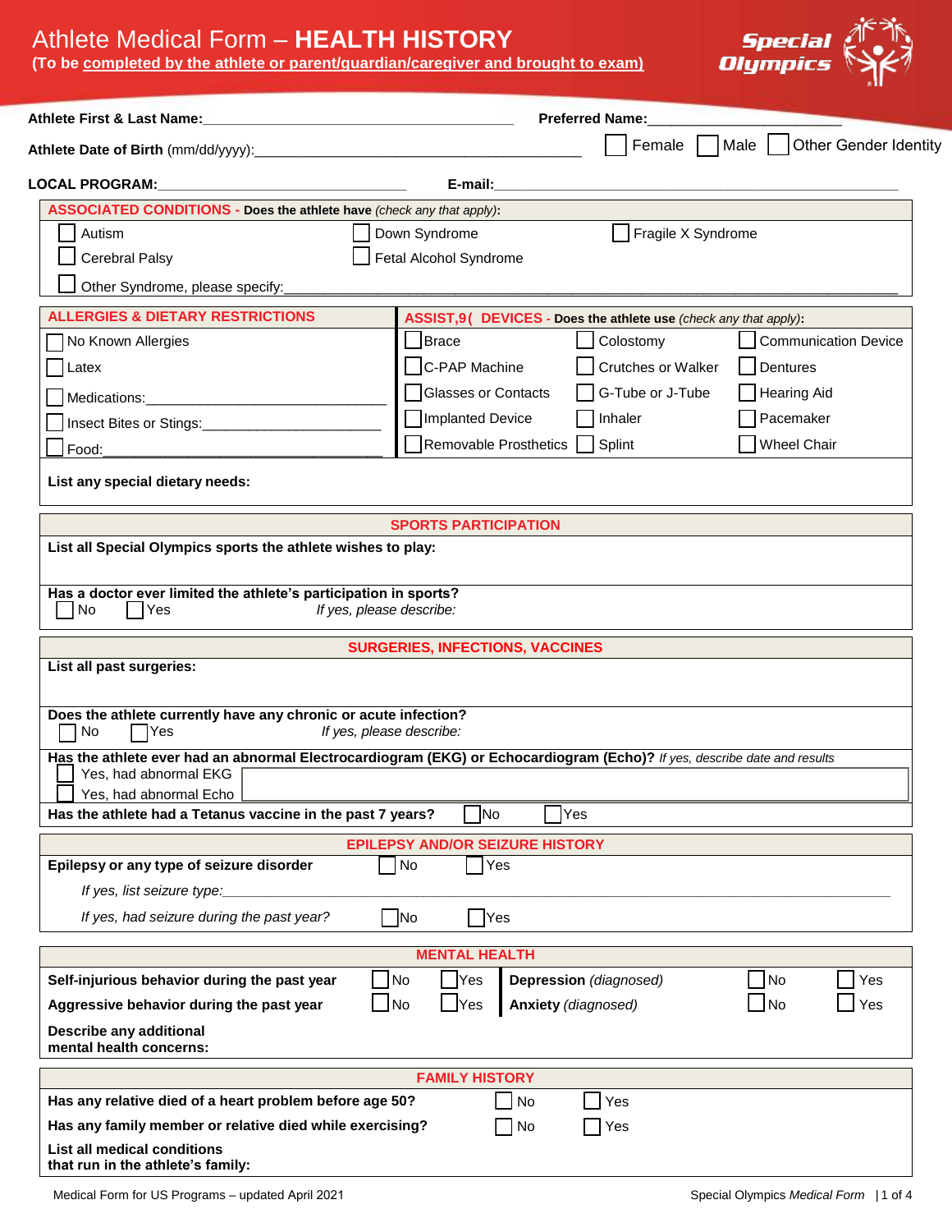# Athlete Medical Form – **HEALTH HISTORY**

**(To be completed by the athlete or parent/guardian/caregiver and brought to exam)**

Special Olympics

**Athlete First & Last Name:**_______________________________________ **Preferred Name:**________________________

**Athlete Date of Birth** (mm/dd/yyyy):___________________________________________ ☐ Female ☐ Male ☐ Other Gender Identity

**LOCAL PROGRAM:**________________________________ **E-mail:**__________________________________________________

## ASSOCIATED CONDITIONS - Does the athlete have *(check any that apply)*:

☐ Autism ☐ Down Syndrome ☐ Fragile X Syndrome

☐ Cerebral Palsy ☐ Fetal Alcohol Syndrome

☐ Other Syndrome, please specify:_______________________________________________________________________

## ALLERGIES & DIETARY RESTRICTIONS

☐ No Known Allergies

☐ Latex

☐ Medications:________________________________

☐ Insect Bites or Stings:______________________

☐ Food:____________________________________

## ASSIST,9( DEVICES - Does the athlete use *(check any that apply)*:

| | | |
|---|---|---|
| ☐ Brace | ☐ Colostomy | ☐ Communication Device |
| ☐ C-PAP Machine | ☐ Crutches or Walker | ☐ Dentures |
| ☐ Glasses or Contacts | ☐ G-Tube or J-Tube | ☐ Hearing Aid |
| ☐ Implanted Device | ☐ Inhaler | ☐ Pacemaker |
| ☐ Removable Prosthetics | ☐ Splint | ☐ Wheel Chair |

**List any special dietary needs:**

## SPORTS PARTICIPATION

**List all Special Olympics sports the athlete wishes to play:**

**Has a doctor ever limited the athlete's participation in sports?**
☐ No ☐ Yes *If yes, please describe:*

## SURGERIES, INFECTIONS, VACCINES

**List all past surgeries:**

**Does the athlete currently have any chronic or acute infection?**
☐ No ☐ Yes *If yes, please describe:*

**Has the athlete ever had an abnormal Electrocardiogram (EKG) or Echocardiogram (Echo)?** *If yes, describe date and results*
☐ Yes, had abnormal EKG
☐ Yes, had abnormal Echo

**Has the athlete had a Tetanus vaccine in the past 7 years?** ☐ No ☐ Yes

## EPILEPSY AND/OR SEIZURE HISTORY

**Epilepsy or any type of seizure disorder** ☐ No ☐ Yes

*If yes, list seizure type:*______________________________________________________________________

*If yes, had seizure during the past year?* ☐ No ☐ Yes

## MENTAL HEALTH

| | | | | | |
|---|---|---|---|---|---|
| **Self-injurious behavior during the past year** | ☐ No | ☐ Yes | **Depression** *(diagnosed)* | ☐ No | ☐ Yes |
| **Aggressive behavior during the past year** | ☐ No | ☐ Yes | **Anxiety** *(diagnosed)* | ☐ No | ☐ Yes |

**Describe any additional mental health concerns:**

## FAMILY HISTORY

**Has any relative died of a heart problem before age 50?** ☐ No ☐ Yes

**Has any family member or relative died while exercising?** ☐ No ☐ Yes

**List all medical conditions that run in the athlete's family:**

Medical Form for US Programs – updated April 2021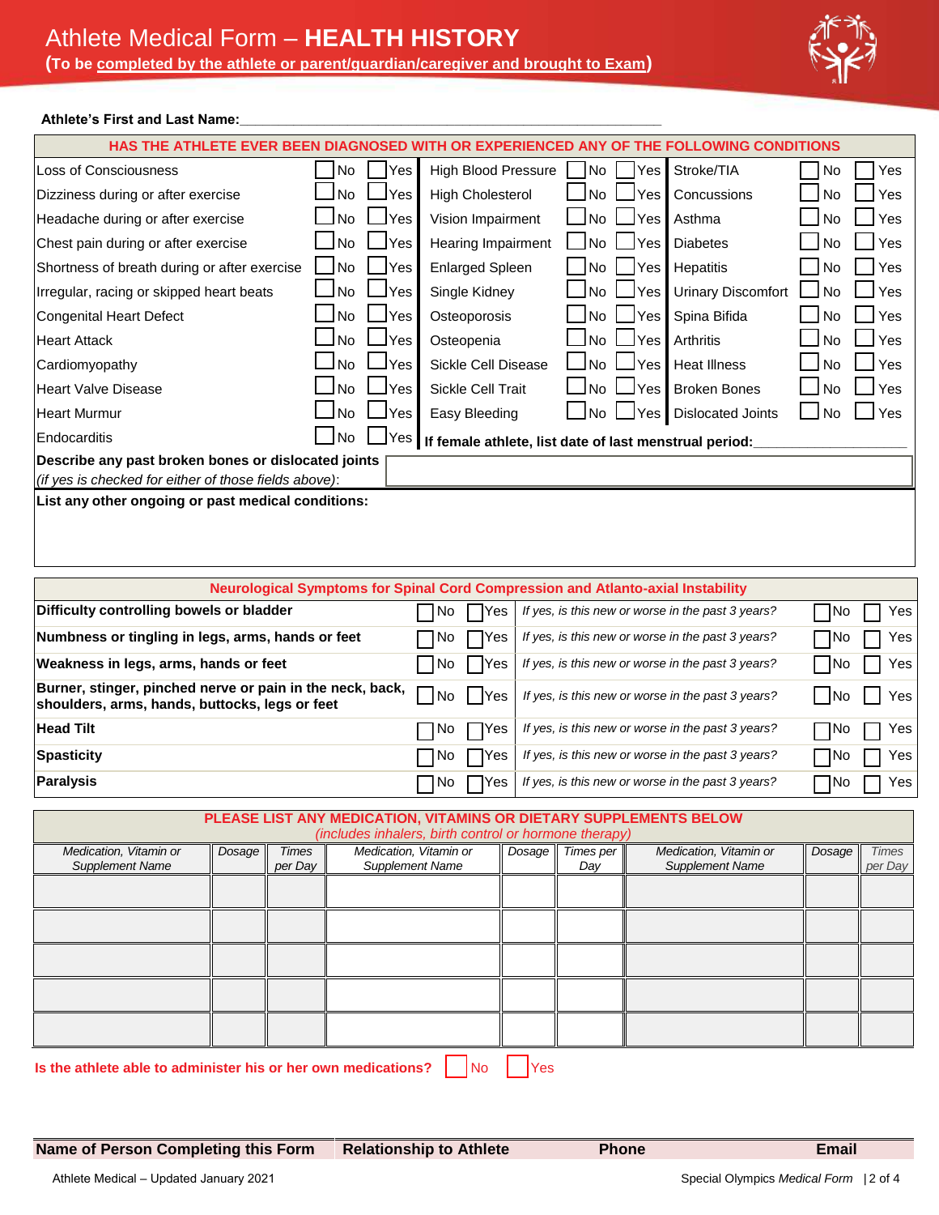# Athlete Medical Form – HEALTH HISTORY

**(To be completed by the athlete or parent/guardian/caregiver and brought to Exam)**

**Athlete's First and Last Name:**\_\_\_\_\_\_\_\_\_\_\_\_\_\_\_\_\_\_\_\_\_\_\_\_\_\_\_\_\_\_\_\_\_\_\_\_\_\_\_\_\_\_\_\_\_\_\_\_

| HAS THE ATHLETE EVER BEEN DIAGNOSED WITH OR EXPERIENCED ANY OF THE FOLLOWING CONDITIONS | | | | | | | | |
|---|---|---|---|---|---|---|---|---|
| Loss of Consciousness | ☐ No | ☐ Yes | High Blood Pressure | ☐ No | ☐ Yes | Stroke/TIA | ☐ No | ☐ Yes |
| Dizziness during or after exercise | ☐ No | ☐ Yes | High Cholesterol | ☐ No | ☐ Yes | Concussions | ☐ No | ☐ Yes |
| Headache during or after exercise | ☐ No | ☐ Yes | Vision Impairment | ☐ No | ☐ Yes | Asthma | ☐ No | ☐ Yes |
| Chest pain during or after exercise | ☐ No | ☐ Yes | Hearing Impairment | ☐ No | ☐ Yes | Diabetes | ☐ No | ☐ Yes |
| Shortness of breath during or after exercise | ☐ No | ☐ Yes | Enlarged Spleen | ☐ No | ☐ Yes | Hepatitis | ☐ No | ☐ Yes |
| Irregular, racing or skipped heart beats | ☐ No | ☐ Yes | Single Kidney | ☐ No | ☐ Yes | Urinary Discomfort | ☐ No | ☐ Yes |
| Congenital Heart Defect | ☐ No | ☐ Yes | Osteoporosis | ☐ No | ☐ Yes | Spina Bifida | ☐ No | ☐ Yes |
| Heart Attack | ☐ No | ☐ Yes | Osteopenia | ☐ No | ☐ Yes | Arthritis | ☐ No | ☐ Yes |
| Cardiomyopathy | ☐ No | ☐ Yes | Sickle Cell Disease | ☐ No | ☐ Yes | Heat Illness | ☐ No | ☐ Yes |
| Heart Valve Disease | ☐ No | ☐ Yes | Sickle Cell Trait | ☐ No | ☐ Yes | Broken Bones | ☐ No | ☐ Yes |
| Heart Murmur | ☐ No | ☐ Yes | Easy Bleeding | ☐ No | ☐ Yes | Dislocated Joints | ☐ No | ☐ Yes |
| Endocarditis | ☐ No | ☐ Yes | **If female athlete, list date of last menstrual period:**\_\_\_\_\_\_\_\_\_\_\_\_\_\_ | | | | | |

**Describe any past broken bones or dislocated joints** *(if yes is checked for either of those fields above)*:

**List any other ongoing or past medical conditions:**

| Neurological Symptoms for Spinal Cord Compression and Atlanto-axial Instability | | | | | |
|---|---|---|---|---|---|
| **Difficulty controlling bowels or bladder** | ☐ No | ☐ Yes | *If yes, is this new or worse in the past 3 years?* | ☐ No | ☐ Yes |
| **Numbness or tingling in legs, arms, hands or feet** | ☐ No | ☐ Yes | *If yes, is this new or worse in the past 3 years?* | ☐ No | ☐ Yes |
| **Weakness in legs, arms, hands or feet** | ☐ No | ☐ Yes | *If yes, is this new or worse in the past 3 years?* | ☐ No | ☐ Yes |
| **Burner, stinger, pinched nerve or pain in the neck, back, shoulders, arms, hands, buttocks, legs or feet** | ☐ No | ☐ Yes | *If yes, is this new or worse in the past 3 years?* | ☐ No | ☐ Yes |
| **Head Tilt** | ☐ No | ☐ Yes | *If yes, is this new or worse in the past 3 years?* | ☐ No | ☐ Yes |
| **Spasticity** | ☐ No | ☐ Yes | *If yes, is this new or worse in the past 3 years?* | ☐ No | ☐ Yes |
| **Paralysis** | ☐ No | ☐ Yes | *If yes, is this new or worse in the past 3 years?* | ☐ No | ☐ Yes |

**PLEASE LIST ANY MEDICATION, VITAMINS OR DIETARY SUPPLEMENTS BELOW**
*(includes inhalers, birth control or hormone therapy)*

| *Medication, Vitamin or Supplement Name* | *Dosage* | *Times per Day* | *Medication, Vitamin or Supplement Name* | *Dosage* | *Times per Day* | *Medication, Vitamin or Supplement Name* | *Dosage* | *Times per Day* |
|---|---|---|---|---|---|---|---|---|
| | | | | | | | | |
| | | | | | | | | |
| | | | | | | | | |
| | | | | | | | | |
| | | | | | | | | |

**Is the athlete able to administer his or her own medications?** ☐ No ☐ Yes

| Name of Person Completing this Form | Relationship to Athlete | Phone | Email |
|---|---|---|---|
| | | | |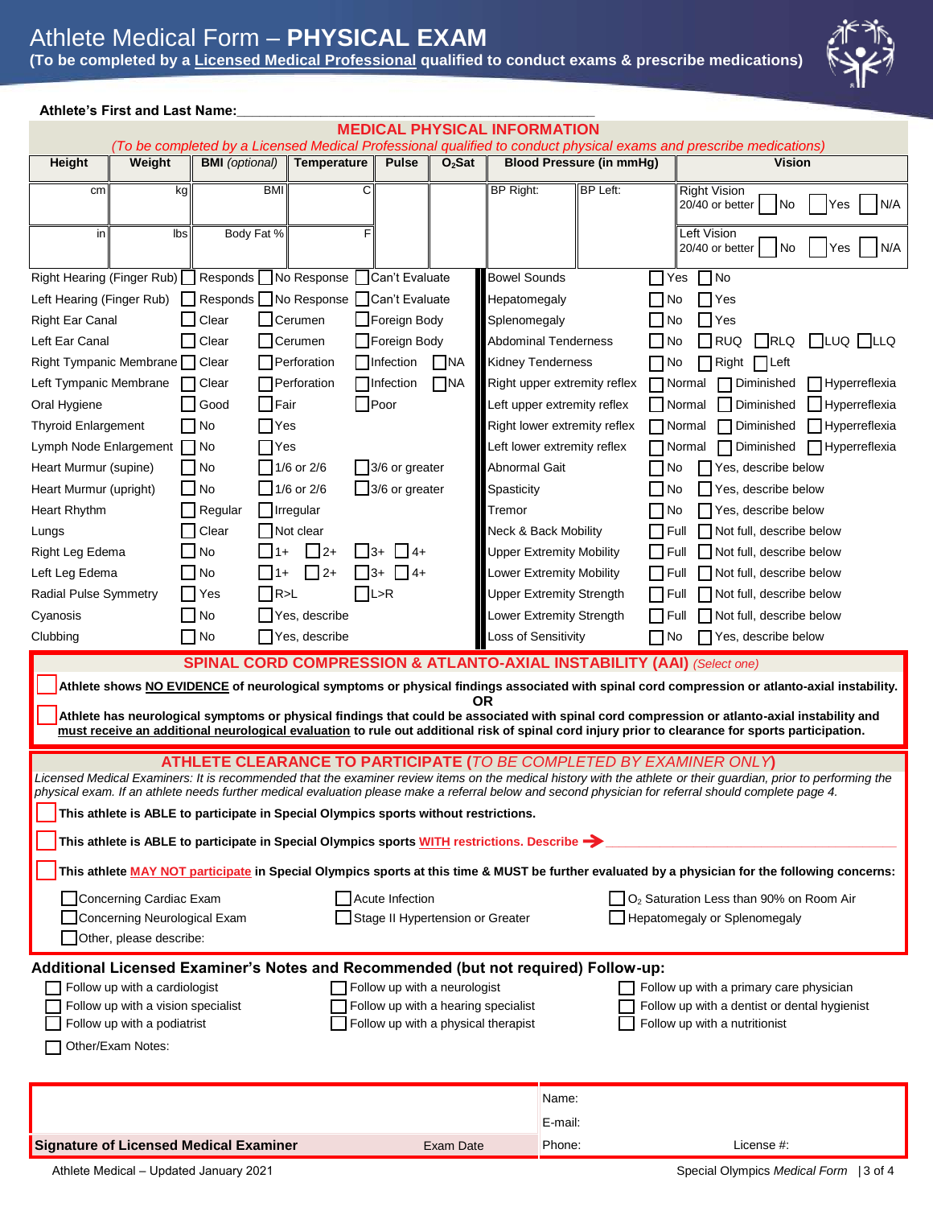// Athlete Medical Form – PHYSICAL EXAM

# Athlete Medical Form – **PHYSICAL EXAM**

**(To be completed by a Licensed Medical Professional qualified to conduct exams & prescribe medications)**

**Athlete's First and Last Name:**\_\_\_\_\_\_\_\_\_\_\_\_\_\_\_\_\_\_\_\_\_\_\_\_\_\_\_\_\_\_\_\_\_\_\_\_\_\_\_\_

## MEDICAL PHYSICAL INFORMATION

*(To be completed by a Licensed Medical Professional qualified to conduct physical exams and prescribe medications)*

| Height | Weight | BMI *(optional)* | Temperature | Pulse | $O_2$Sat | Blood Pressure (in mmHg) | | Vision |
|---|---|---|---|---|---|---|---|---|
| cm | kg | BMI | C | | | BP Right: | BP Left: | Right Vision 20/40 or better ☐ No ☐ Yes ☐ N/A |
| in | lbs | Body Fat % | F | | | | | Left Vision 20/40 or better ☐ No ☐ Yes ☐ N/A |

| Exam | Findings | Exam | Findings |
|---|---|---|---|
| Right Hearing (Finger Rub) | ☐ Responds ☐ No Response ☐ Can't Evaluate | Bowel Sounds | ☐ Yes ☐ No |
| Left Hearing (Finger Rub) | ☐ Responds ☐ No Response ☐ Can't Evaluate | Hepatomegaly | ☐ No ☐ Yes |
| Right Ear Canal | ☐ Clear ☐ Cerumen ☐ Foreign Body | Splenomegaly | ☐ No ☐ Yes |
| Left Ear Canal | ☐ Clear ☐ Cerumen ☐ Foreign Body | Abdominal Tenderness | ☐ No ☐ RUQ ☐ RLQ ☐ LUQ ☐ LLQ |
| Right Tympanic Membrane | ☐ Clear ☐ Perforation ☐ Infection ☐ NA | Kidney Tenderness | ☐ No ☐ Right ☐ Left |
| Left Tympanic Membrane | ☐ Clear ☐ Perforation ☐ Infection ☐ NA | Right upper extremity reflex | ☐ Normal ☐ Diminished ☐ Hyperreflexia |
| Oral Hygiene | ☐ Good ☐ Fair ☐ Poor | Left upper extremity reflex | ☐ Normal ☐ Diminished ☐ Hyperreflexia |
| Thyroid Enlargement | ☐ No ☐ Yes | Right lower extremity reflex | ☐ Normal ☐ Diminished ☐ Hyperreflexia |
| Lymph Node Enlargement | ☐ No ☐ Yes | Left lower extremity reflex | ☐ Normal ☐ Diminished ☐ Hyperreflexia |
| Heart Murmur (supine) | ☐ No ☐ 1/6 or 2/6 ☐ 3/6 or greater | Abnormal Gait | ☐ No ☐ Yes, describe below |
| Heart Murmur (upright) | ☐ No ☐ 1/6 or 2/6 ☐ 3/6 or greater | Spasticity | ☐ No ☐ Yes, describe below |
| Heart Rhythm | ☐ Regular ☐ Irregular | Tremor | ☐ No ☐ Yes, describe below |
| Lungs | ☐ Clear ☐ Not clear | Neck & Back Mobility | ☐ Full ☐ Not full, describe below |
| Right Leg Edema | ☐ No ☐ 1+ ☐ 2+ ☐ 3+ ☐ 4+ | Upper Extremity Mobility | ☐ Full ☐ Not full, describe below |
| Left Leg Edema | ☐ No ☐ 1+ ☐ 2+ ☐ 3+ ☐ 4+ | Lower Extremity Mobility | ☐ Full ☐ Not full, describe below |
| Radial Pulse Symmetry | ☐ Yes ☐ R>L ☐ L>R | Upper Extremity Strength | ☐ Full ☐ Not full, describe below |
| Cyanosis | ☐ No ☐ Yes, describe | Lower Extremity Strength | ☐ Full ☐ Not full, describe below |
| Clubbing | ☐ No ☐ Yes, describe | Loss of Sensitivity | ☐ No ☐ Yes, describe below |

## SPINAL CORD COMPRESSION & ATLANTO-AXIAL INSTABILITY (AAI) *(Select one)*

☐ **Athlete shows NO EVIDENCE of neurological symptoms or physical findings associated with spinal cord compression or atlanto-axial instability.**

**OR**

☐ **Athlete has neurological symptoms or physical findings that could be associated with spinal cord compression or atlanto-axial instability and must receive an additional neurological evaluation to rule out additional risk of spinal cord injury prior to clearance for sports participation.**

## ATHLETE CLEARANCE TO PARTICIPATE (*TO BE COMPLETED BY EXAMINER ONLY*)

*Licensed Medical Examiners: It is recommended that the examiner review items on the medical history with the athlete or their guardian, prior to performing the physical exam. If an athlete needs further medical evaluation please make a referral below and second physician for referral should complete page 4.*

☐ **This athlete is ABLE to participate in Special Olympics sports without restrictions.**

☐ **This athlete is ABLE to participate in Special Olympics sports WITH restrictions. Describe →** \_\_\_\_\_\_\_\_\_\_\_\_\_\_\_\_\_\_\_\_\_\_\_\_\_\_\_\_\_\_

☐ **This athlete MAY NOT participate in Special Olympics sports at this time & MUST be further evaluated by a physician for the following concerns:**

- ☐ Concerning Cardiac Exam
- ☐ Acute Infection
- ☐ $O_2$ Saturation Less than 90% on Room Air
- ☐ Concerning Neurological Exam
- ☐ Stage II Hypertension or Greater
- ☐ Hepatomegaly or Splenomegaly
- ☐ Other, please describe:

### Additional Licensed Examiner's Notes and Recommended (but not required) Follow-up:

- ☐ Follow up with a cardiologist
- ☐ Follow up with a neurologist
- ☐ Follow up with a primary care physician
- ☐ Follow up with a vision specialist
- ☐ Follow up with a hearing specialist
- ☐ Follow up with a dentist or dental hygienist
- ☐ Follow up with a podiatrist
- ☐ Follow up with a physical therapist
- ☐ Follow up with a nutritionist
- ☐ Other/Exam Notes:

| | | |
|---|---|---|
| | | Name: |
| | | E-mail: |
| **Signature of Licensed Medical Examiner** | Exam Date | Phone: License #: |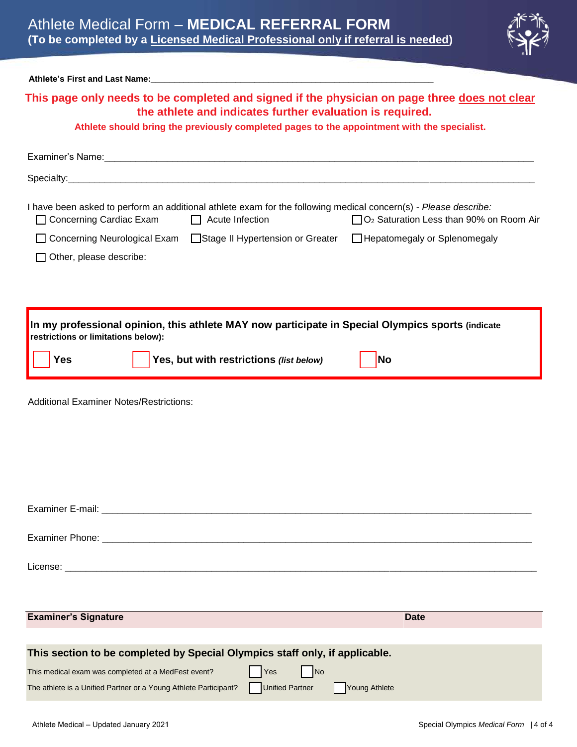# Athlete Medical Form – **MEDICAL REFERRAL FORM**

**(To be completed by a Licensed Medical Professional only if referral is needed)**

**Athlete's First and Last Name:**_______________________________________________

**This page only needs to be completed and signed if the physician on page three does not clear the athlete and indicates further evaluation is required.**

**Athlete should bring the previously completed pages to the appointment with the specialist.**

Examiner's Name:_______________________________________________

Specialty:_______________________________________________

I have been asked to perform an additional athlete exam for the following medical concern(s) - *Please describe:*

- ☐ Concerning Cardiac Exam
- ☐ Acute Infection
- ☐ $O_2$ Saturation Less than 90% on Room Air
- ☐ Concerning Neurological Exam
- ☐ Stage II Hypertension or Greater
- ☐ Hepatomegaly or Splenomegaly
- ☐ Other, please describe:

**In my professional opinion, this athlete MAY now participate in Special Olympics sports (indicate restrictions or limitations below):**

☐ **Yes** ☐ **Yes, but with restrictions** ***(list below)*** ☐ **No**

Additional Examiner Notes/Restrictions:

Examiner E-mail: _______________________________________________

Examiner Phone: _______________________________________________

License: _______________________________________________

| **Examiner's Signature** | **Date** |
|---|---|
| | |

**This section to be completed by Special Olympics staff only, if applicable.**

This medical exam was completed at a MedFest event? ☐ Yes ☐ No

The athlete is a Unified Partner or a Young Athlete Participant? ☐ Unified Partner ☐ Young Athlete

Athlete Medical – Updated January 2021